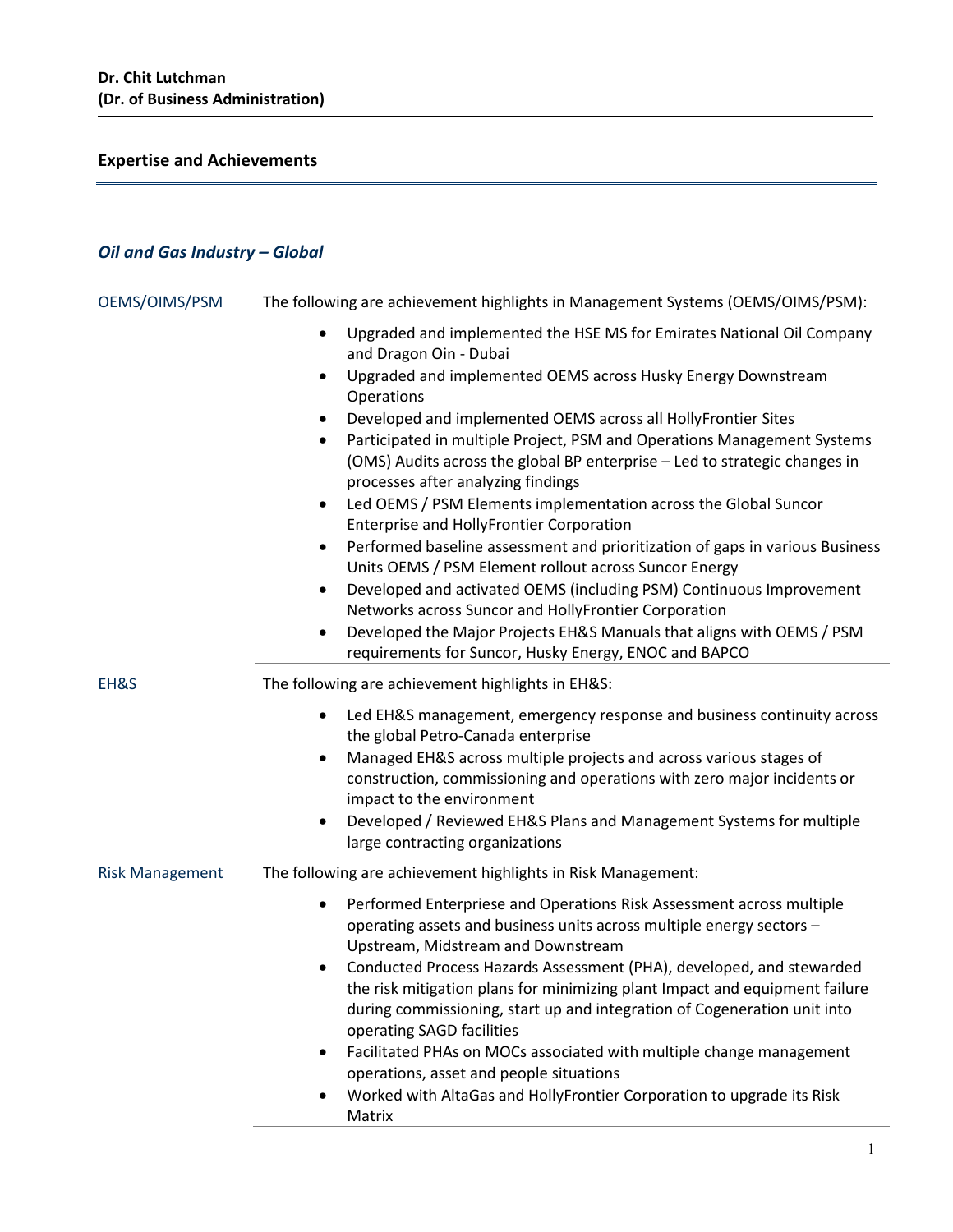**Dr. Chit Lutchman**
**(Dr. of Business Administration)**

## Expertise and Achievements

### *Oil and Gas Industry – Global*

**OEMS/OIMS/PSM**

The following are achievement highlights in Management Systems (OEMS/OIMS/PSM):

- Upgraded and implemented the HSE MS for Emirates National Oil Company and Dragon Oin - Dubai
- Upgraded and implemented OEMS across Husky Energy Downstream Operations
- Developed and implemented OEMS across all HollyFrontier Sites
- Participated in multiple Project, PSM and Operations Management Systems (OMS) Audits across the global BP enterprise – Led to strategic changes in processes after analyzing findings
- Led OEMS / PSM Elements implementation across the Global Suncor Enterprise and HollyFrontier Corporation
- Performed baseline assessment and prioritization of gaps in various Business Units OEMS / PSM Element rollout across Suncor Energy
- Developed and activated OEMS (including PSM) Continuous Improvement Networks across Suncor and HollyFrontier Corporation
- Developed the Major Projects EH&S Manuals that aligns with OEMS / PSM requirements for Suncor, Husky Energy, ENOC and BAPCO

**EH&S**

The following are achievement highlights in EH&S:

- Led EH&S management, emergency response and business continuity across the global Petro-Canada enterprise
- Managed EH&S across multiple projects and across various stages of construction, commissioning and operations with zero major incidents or impact to the environment
- Developed / Reviewed EH&S Plans and Management Systems for multiple large contracting organizations

**Risk Management**

The following are achievement highlights in Risk Management:

- Performed Enterpriese and Operations Risk Assessment across multiple operating assets and business units across multiple energy sectors – Upstream, Midstream and Downstream
- Conducted Process Hazards Assessment (PHA), developed, and stewarded the risk mitigation plans for minimizing plant Impact and equipment failure during commissioning, start up and integration of Cogeneration unit into operating SAGD facilities
- Facilitated PHAs on MOCs associated with multiple change management operations, asset and people situations
- Worked with AltaGas and HollyFrontier Corporation to upgrade its Risk Matrix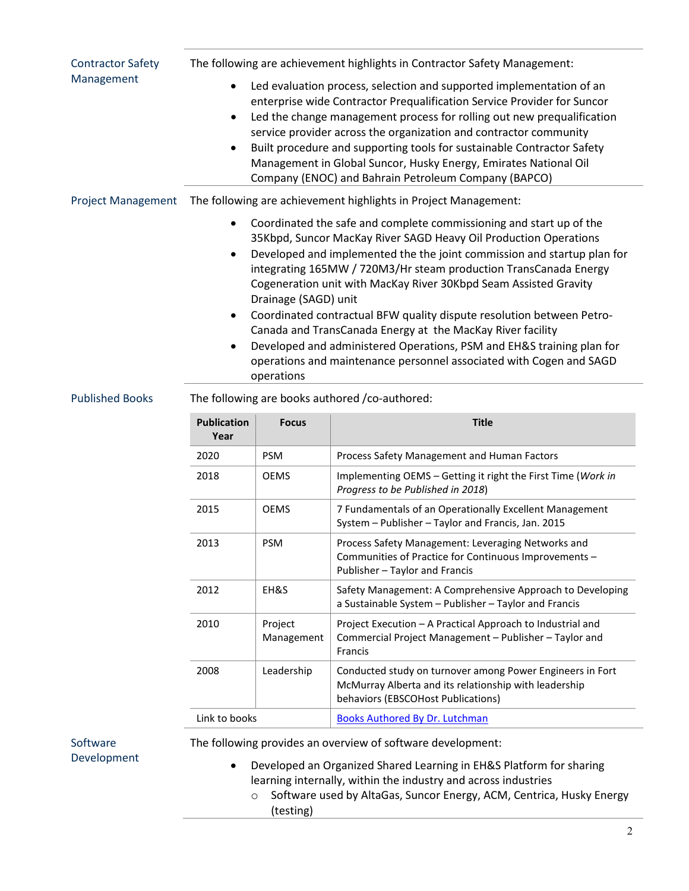## Contractor Safety Management

The following are achievement highlights in Contractor Safety Management:

- Led evaluation process, selection and supported implementation of an enterprise wide Contractor Prequalification Service Provider for Suncor
- Led the change management process for rolling out new prequalification service provider across the organization and contractor community
- Built procedure and supporting tools for sustainable Contractor Safety Management in Global Suncor, Husky Energy, Emirates National Oil Company (ENOC) and Bahrain Petroleum Company (BAPCO)

## Project Management

The following are achievement highlights in Project Management:

- Coordinated the safe and complete commissioning and start up of the 35Kbpd, Suncor MacKay River SAGD Heavy Oil Production Operations
- Developed and implemented the joint commission and startup plan for integrating 165MW / 720M3/Hr steam production TransCanada Energy Cogeneration unit with MacKay River 30Kbpd Seam Assisted Gravity Drainage (SAGD) unit
- Coordinated contractual BFW quality dispute resolution between Petro-Canada and TransCanada Energy at the MacKay River facility
- Developed and administered Operations, PSM and EH&S training plan for operations and maintenance personnel associated with Cogen and SAGD operations

## Published Books

The following are books authored /co-authored:

| Publication Year | Focus | Title |
|---|---|---|
| 2020 | PSM | Process Safety Management and Human Factors |
| 2018 | OEMS | Implementing OEMS – Getting it right the First Time (*Work in Progress to be Published in 2018*) |
| 2015 | OEMS | 7 Fundamentals of an Operationally Excellent Management System – Publisher – Taylor and Francis, Jan. 2015 |
| 2013 | PSM | Process Safety Management: Leveraging Networks and Communities of Practice for Continuous Improvements – Publisher – Taylor and Francis |
| 2012 | EH&S | Safety Management: A Comprehensive Approach to Developing a Sustainable System – Publisher – Taylor and Francis |
| 2010 | Project Management | Project Execution – A Practical Approach to Industrial and Commercial Project Management – Publisher – Taylor and Francis |
| 2008 | Leadership | Conducted study on turnover among Power Engineers in Fort McMurray Alberta and its relationship with leadership behaviors (EBSCOHost Publications) |
| Link to books | | Books Authored By Dr. Lutchman |

## Software Development

The following provides an overview of software development:

- Developed an Organized Shared Learning in EH&S Platform for sharing learning internally, within the industry and across industries
  - Software used by AltaGas, Suncor Energy, ACM, Centrica, Husky Energy (testing)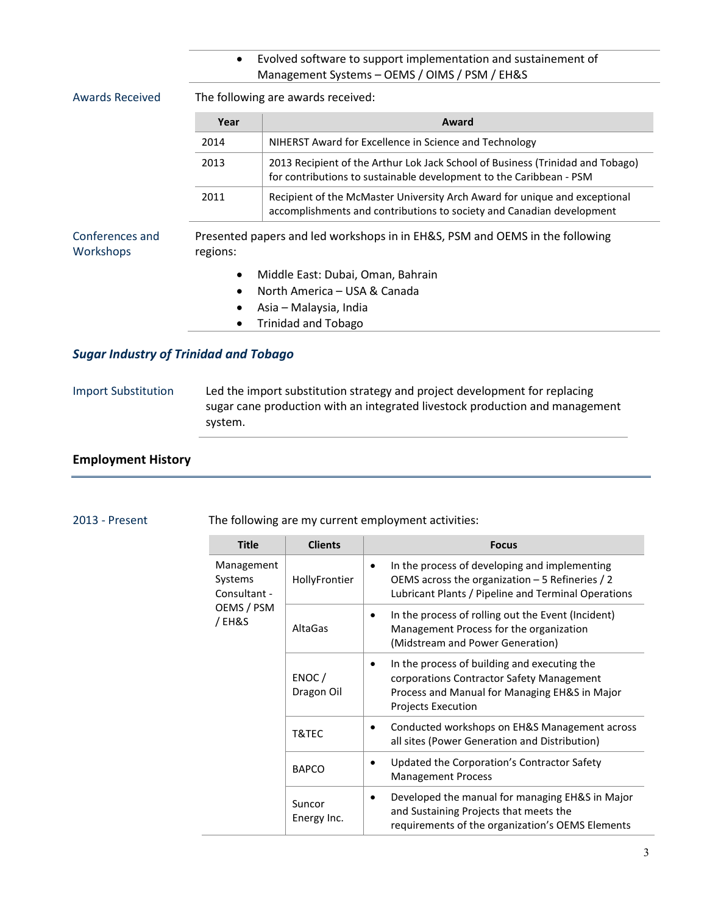- Evolved software to support implementation and sustainement of Management Systems – OEMS / OIMS / PSM / EH&S

**Awards Received**

The following are awards received:

| Year | Award |
|---|---|
| 2014 | NIHERST Award for Excellence in Science and Technology |
| 2013 | 2013 Recipient of the Arthur Lok Jack School of Business (Trinidad and Tobago) for contributions to sustainable development to the Caribbean - PSM |
| 2011 | Recipient of the McMaster University Arch Award for unique and exceptional accomplishments and contributions to society and Canadian development |

**Conferences and Workshops**

Presented papers and led workshops in in EH&S, PSM and OEMS in the following regions:

- Middle East: Dubai, Oman, Bahrain
- North America – USA & Canada
- Asia – Malaysia, India
- Trinidad and Tobago

### *Sugar Industry of Trinidad and Tobago*

**Import Substitution**

Led the import substitution strategy and project development for replacing sugar cane production with an integrated livestock production and management system.

## Employment History

**2013 - Present**

The following are my current employment activities:

| Title | Clients | Focus |
|---|---|---|
| Management Systems Consultant - OEMS / PSM / EH&S | HollyFrontier | • In the process of developing and implementing OEMS across the organization – 5 Refineries / 2 Lubricant Plants / Pipeline and Terminal Operations |
| | AltaGas | • In the process of rolling out the Event (Incident) Management Process for the organization (Midstream and Power Generation) |
| | ENOC / Dragon Oil | • In the process of building and executing the corporations Contractor Safety Management Process and Manual for Managing EH&S in Major Projects Execution |
| | T&TEC | • Conducted workshops on EH&S Management across all sites (Power Generation and Distribution) |
| | BAPCO | • Updated the Corporation's Contractor Safety Management Process |
| | Suncor Energy Inc. | • Developed the manual for managing EH&S in Major and Sustaining Projects that meets the requirements of the organization's OEMS Elements |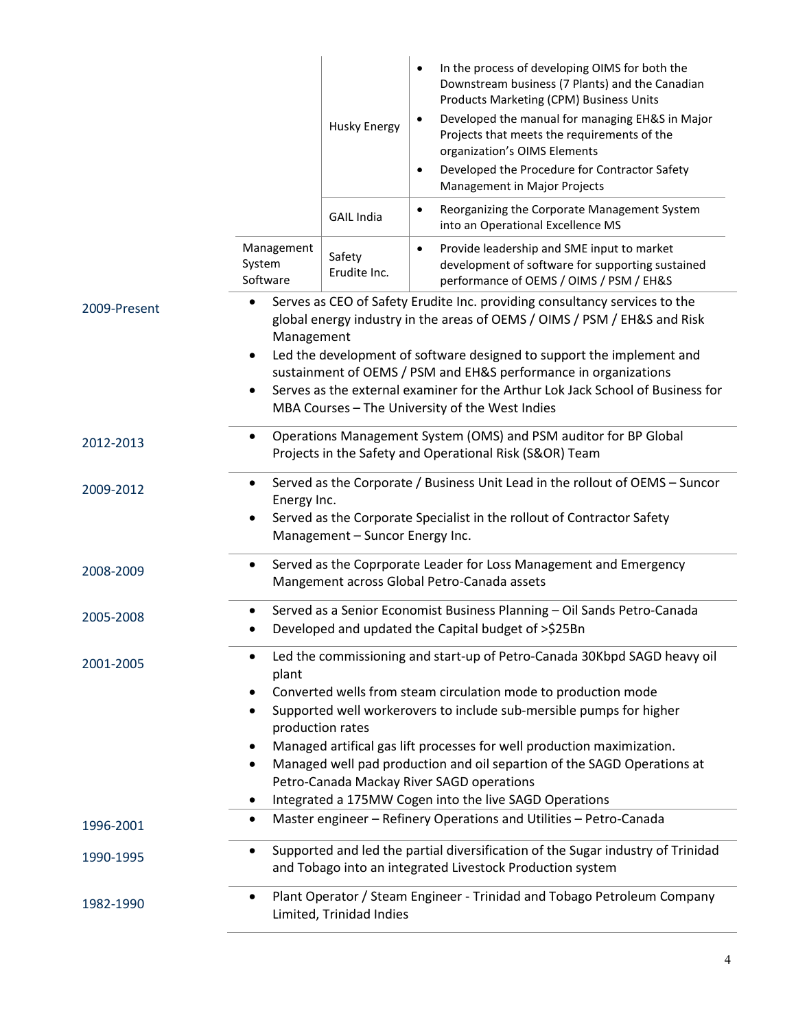| | | |
|---|---|---|
| | Husky Energy | • In the process of developing OIMS for both the Downstream business (7 Plants) and the Canadian Products Marketing (CPM) Business Units<br>• Developed the manual for managing EH&S in Major Projects that meets the requirements of the organization's OIMS Elements<br>• Developed the Procedure for Contractor Safety Management in Major Projects |
| | GAIL India | • Reorganizing the Corporate Management System into an Operational Excellence MS |
| Management System Software | Safety Erudite Inc. | • Provide leadership and SME input to market development of software for supporting sustained performance of OEMS / OIMS / PSM / EH&S |

| | |
|---|---|
| 2009-Present | • Serves as CEO of Safety Erudite Inc. providing consultancy services to the global energy industry in the areas of OEMS / OIMS / PSM / EH&S and Risk Management<br>• Led the development of software designed to support the implement and sustainment of OEMS / PSM and EH&S performance in organizations<br>• Serves as the external examiner for the Arthur Lok Jack School of Business for MBA Courses – The University of the West Indies |
| 2012-2013 | • Operations Management System (OMS) and PSM auditor for BP Global Projects in the Safety and Operational Risk (S&OR) Team |
| 2009-2012 | • Served as the Corporate / Business Unit Lead in the rollout of OEMS – Suncor Energy Inc.<br>• Served as the Corporate Specialist in the rollout of Contractor Safety Management – Suncor Energy Inc. |
| 2008-2009 | • Served as the Coprporate Leader for Loss Management and Emergency Mangement across Global Petro-Canada assets |
| 2005-2008 | • Served as a Senior Economist Business Planning – Oil Sands Petro-Canada<br>• Developed and updated the Capital budget of >$25Bn |
| 2001-2005 | • Led the commissioning and start-up of Petro-Canada 30Kbpd SAGD heavy oil plant<br>• Converted wells from steam circulation mode to production mode<br>• Supported well workerovers to include sub-mersible pumps for higher production rates<br>• Managed artifical gas lift processes for well production maximization.<br>• Managed well pad production and oil separtion of the SAGD Operations at Petro-Canada Mackay River SAGD operations<br>• Integrated a 175MW Cogen into the live SAGD Operations |
| 1996-2001 | • Master engineer – Refinery Operations and Utilities – Petro-Canada |
| 1990-1995 | • Supported and led the partial diversification of the Sugar industry of Trinidad and Tobago into an integrated Livestock Production system |
| 1982-1990 | • Plant Operator / Steam Engineer - Trinidad and Tobago Petroleum Company Limited, Trinidad Indies |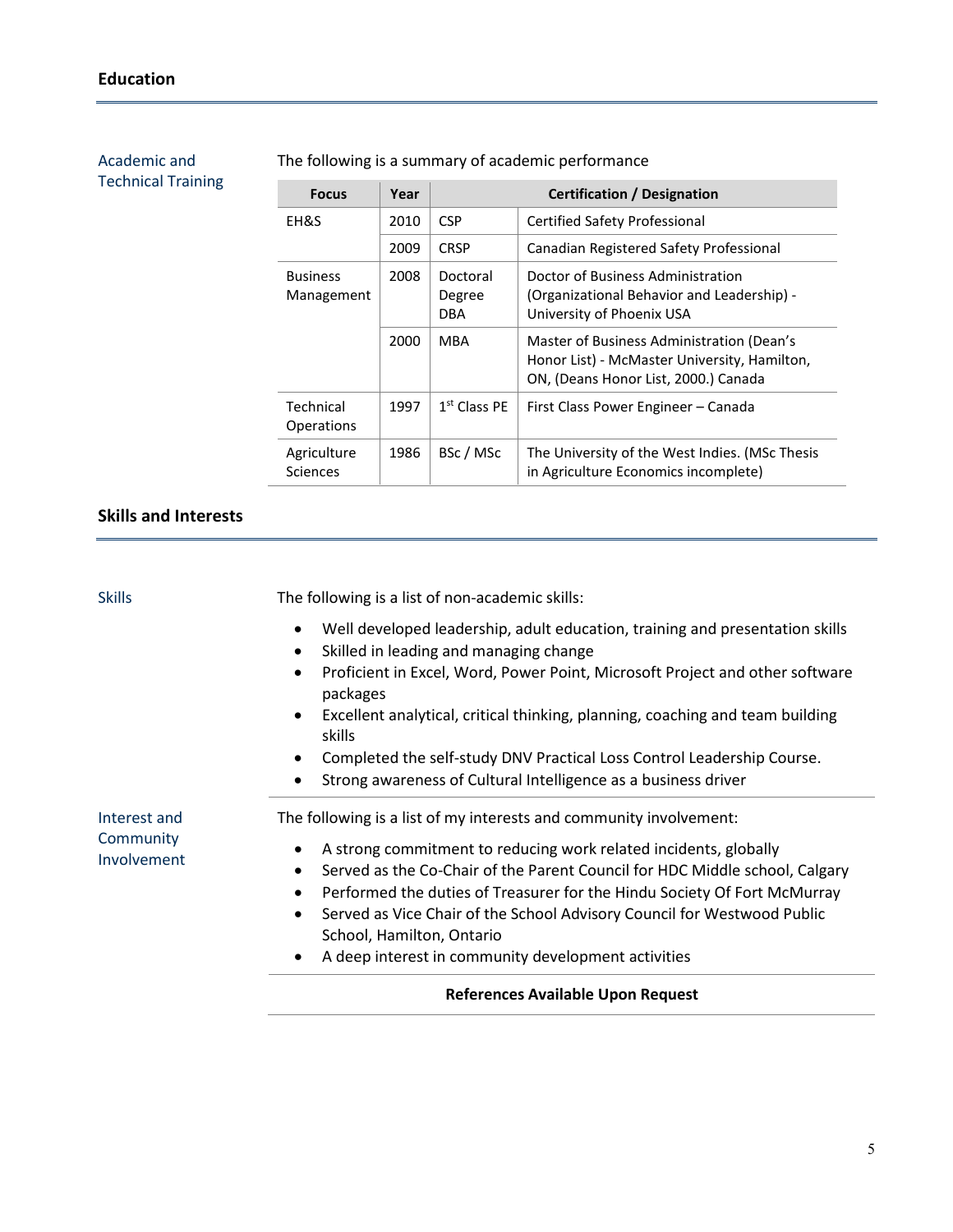## Education

### Academic and Technical Training

The following is a summary of academic performance

| Focus | Year | Certification / Designation | |
|---|---|---|---|
| EH&S | 2010 | CSP | Certified Safety Professional |
| | 2009 | CRSP | Canadian Registered Safety Professional |
| Business Management | 2008 | Doctoral Degree DBA | Doctor of Business Administration (Organizational Behavior and Leadership) - University of Phoenix USA |
| | 2000 | MBA | Master of Business Administration (Dean's Honor List) - McMaster University, Hamilton, ON, (Deans Honor List, 2000.) Canada |
| Technical Operations | 1997 | 1st Class PE | First Class Power Engineer – Canada |
| Agriculture Sciences | 1986 | BSc / MSc | The University of the West Indies. (MSc Thesis in Agriculture Economics incomplete) |

## Skills and Interests

### Skills

The following is a list of non-academic skills:

- Well developed leadership, adult education, training and presentation skills
- Skilled in leading and managing change
- Proficient in Excel, Word, Power Point, Microsoft Project and other software packages
- Excellent analytical, critical thinking, planning, coaching and team building skills
- Completed the self-study DNV Practical Loss Control Leadership Course.
- Strong awareness of Cultural Intelligence as a business driver

### Interest and Community Involvement

The following is a list of my interests and community involvement:

- A strong commitment to reducing work related incidents, globally
- Served as the Co-Chair of the Parent Council for HDC Middle school, Calgary
- Performed the duties of Treasurer for the Hindu Society Of Fort McMurray
- Served as Vice Chair of the School Advisory Council for Westwood Public School, Hamilton, Ontario
- A deep interest in community development activities

**References Available Upon Request**